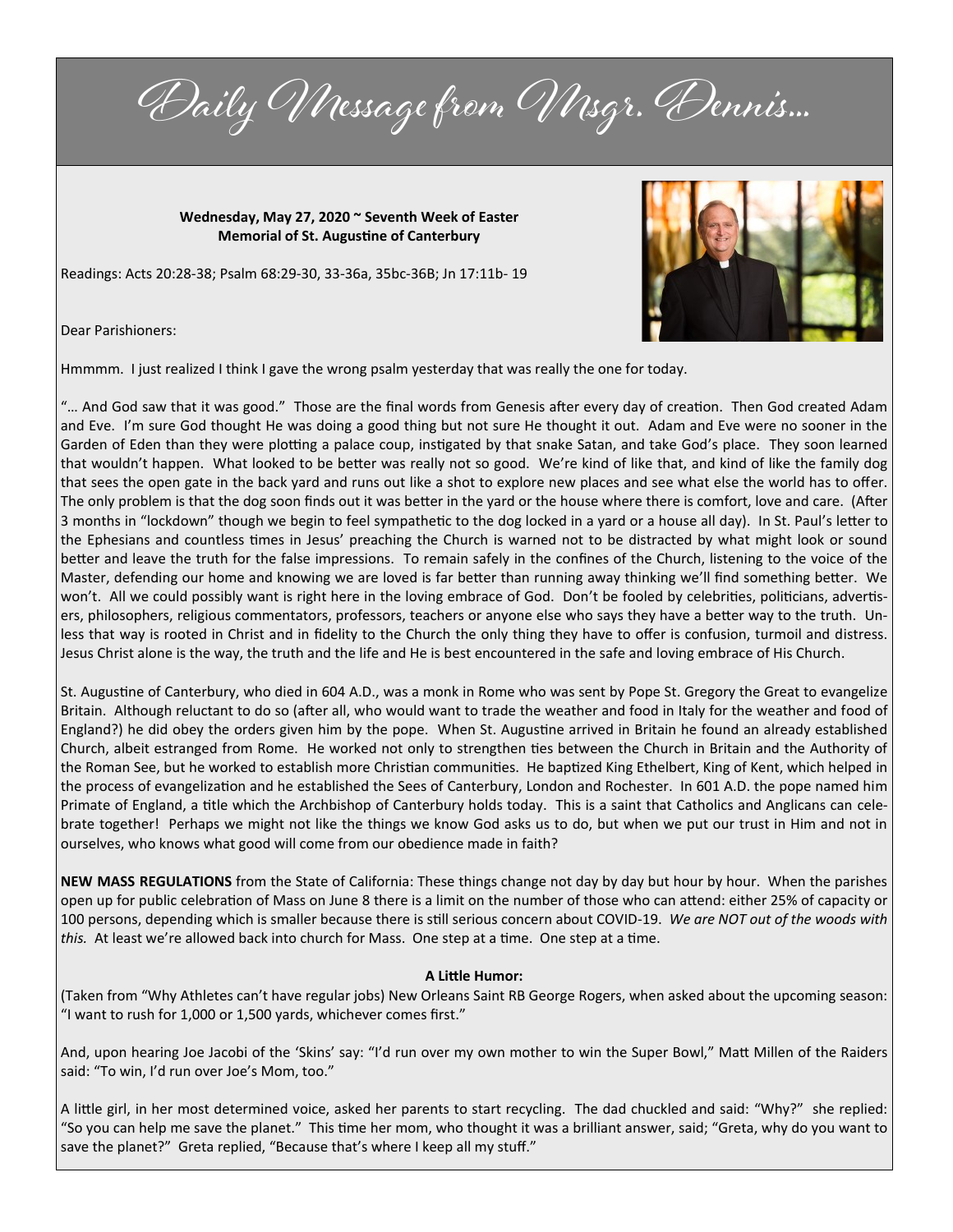# Daily Message from Msgr. Dennis…

**Wednesday, May 27, 2020 ~ Seventh Week of Easter**
**Memorial of St. Augustine of Canterbury**

Readings: Acts 20:28-38; Psalm 68:29-30, 33-36a, 35bc-36B; Jn 17:11b- 19

Dear Parishioners:

Hmmmm. I just realized I think I gave the wrong psalm yesterday that was really the one for today.

"… And God saw that it was good." Those are the final words from Genesis after every day of creation. Then God created Adam and Eve. I'm sure God thought He was doing a good thing but not sure He thought it out. Adam and Eve were no sooner in the Garden of Eden than they were plotting a palace coup, instigated by that snake Satan, and take God's place. They soon learned that wouldn't happen. What looked to be better was really not so good. We're kind of like that, and kind of like the family dog that sees the open gate in the back yard and runs out like a shot to explore new places and see what else the world has to offer. The only problem is that the dog soon finds out it was better in the yard or the house where there is comfort, love and care. (After 3 months in "lockdown" though we begin to feel sympathetic to the dog locked in a yard or a house all day). In St. Paul's letter to the Ephesians and countless times in Jesus' preaching the Church is warned not to be distracted by what might look or sound better and leave the truth for the false impressions. To remain safely in the confines of the Church, listening to the voice of the Master, defending our home and knowing we are loved is far better than running away thinking we'll find something better. We won't. All we could possibly want is right here in the loving embrace of God. Don't be fooled by celebrities, politicians, advertisers, philosophers, religious commentators, professors, teachers or anyone else who says they have a better way to the truth. Unless that way is rooted in Christ and in fidelity to the Church the only thing they have to offer is confusion, turmoil and distress. Jesus Christ alone is the way, the truth and the life and He is best encountered in the safe and loving embrace of His Church.

St. Augustine of Canterbury, who died in 604 A.D., was a monk in Rome who was sent by Pope St. Gregory the Great to evangelize Britain. Although reluctant to do so (after all, who would want to trade the weather and food in Italy for the weather and food of England?) he did obey the orders given him by the pope. When St. Augustine arrived in Britain he found an already established Church, albeit estranged from Rome. He worked not only to strengthen ties between the Church in Britain and the Authority of the Roman See, but he worked to establish more Christian communities. He baptized King Ethelbert, King of Kent, which helped in the process of evangelization and he established the Sees of Canterbury, London and Rochester. In 601 A.D. the pope named him Primate of England, a title which the Archbishop of Canterbury holds today. This is a saint that Catholics and Anglicans can celebrate together! Perhaps we might not like the things we know God asks us to do, but when we put our trust in Him and not in ourselves, who knows what good will come from our obedience made in faith?

**NEW MASS REGULATIONS** from the State of California: These things change not day by day but hour by hour. When the parishes open up for public celebration of Mass on June 8 there is a limit on the number of those who can attend: either 25% of capacity or 100 persons, depending which is smaller because there is still serious concern about COVID-19. *We are NOT out of the woods with this.* At least we're allowed back into church for Mass. One step at a time. One step at a time.

**A Little Humor:**

(Taken from "Why Athletes can't have regular jobs) New Orleans Saint RB George Rogers, when asked about the upcoming season: "I want to rush for 1,000 or 1,500 yards, whichever comes first."

And, upon hearing Joe Jacobi of the 'Skins' say: "I'd run over my own mother to win the Super Bowl," Matt Millen of the Raiders said: "To win, I'd run over Joe's Mom, too."

A little girl, in her most determined voice, asked her parents to start recycling. The dad chuckled and said: "Why?" she replied: "So you can help me save the planet." This time her mom, who thought it was a brilliant answer, said; "Greta, why do you want to save the planet?" Greta replied, "Because that's where I keep all my stuff."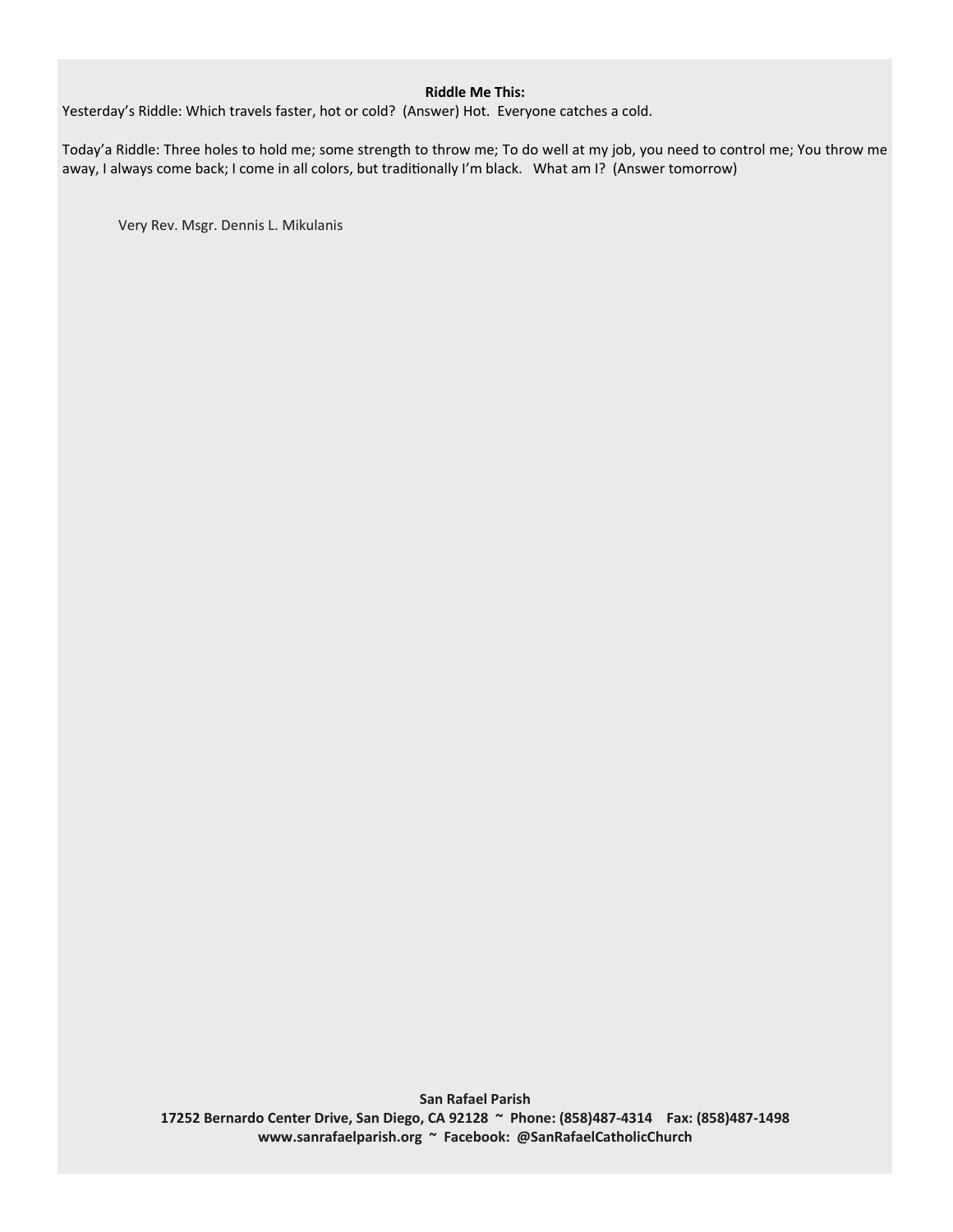**Riddle Me This:**

Yesterday's Riddle: Which travels faster, hot or cold? (Answer) Hot. Everyone catches a cold.

Today'a Riddle: Three holes to hold me; some strength to throw me; To do well at my job, you need to control me; You throw me away, I always come back; I come in all colors, but traditionally I'm black. What am I? (Answer tomorrow)

Very Rev. Msgr. Dennis L. Mikulanis

**San Rafael Parish**
**17252 Bernardo Center Drive, San Diego, CA 92128 ~ Phone: (858)487-4314 Fax: (858)487-1498**
**www.sanrafaelparish.org ~ Facebook: @SanRafaelCatholicChurch**